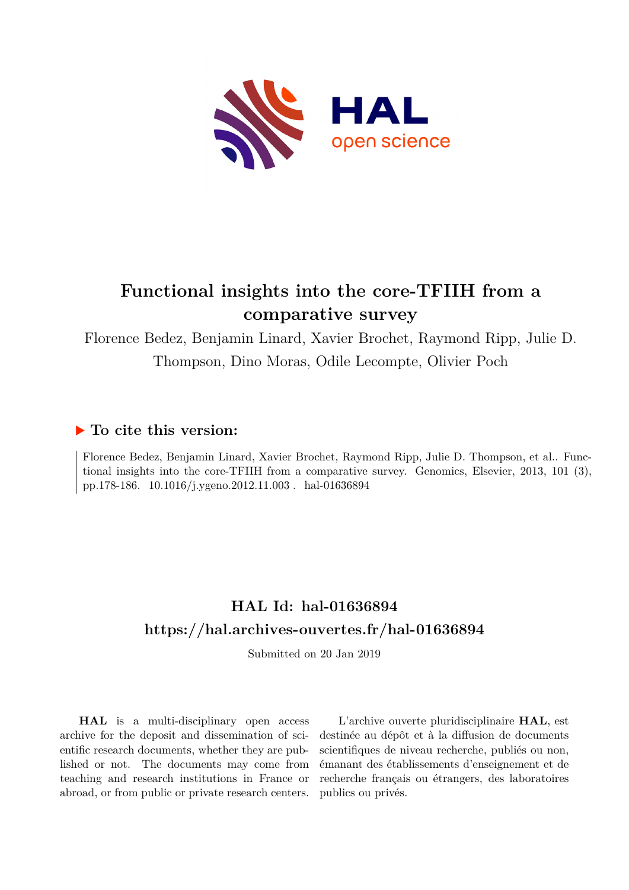# Functional insights into the core-TFIIH from a comparative survey

Florence Bedez, Benjamin Linard, Xavier Brochet, Raymond Ripp, Julie D. Thompson, Dino Moras, Odile Lecompte, Olivier Poch

## ▶ To cite this version:

Florence Bedez, Benjamin Linard, Xavier Brochet, Raymond Ripp, Julie D. Thompson, et al.. Functional insights into the core-TFIIH from a comparative survey. Genomics, Elsevier, 2013, 101 (3), pp.178-186. 10.1016/j.ygeno.2012.11.003 . hal-01636894

## HAL Id: hal-01636894

## https://hal.archives-ouvertes.fr/hal-01636894

Submitted on 20 Jan 2019

**HAL** is a multi-disciplinary open access archive for the deposit and dissemination of scientific research documents, whether they are published or not. The documents may come from teaching and research institutions in France or abroad, or from public or private research centers.

L'archive ouverte pluridisciplinaire **HAL**, est destinée au dépôt et à la diffusion de documents scientifiques de niveau recherche, publiés ou non, émanant des établissements d'enseignement et de recherche français ou étrangers, des laboratoires publics ou privés.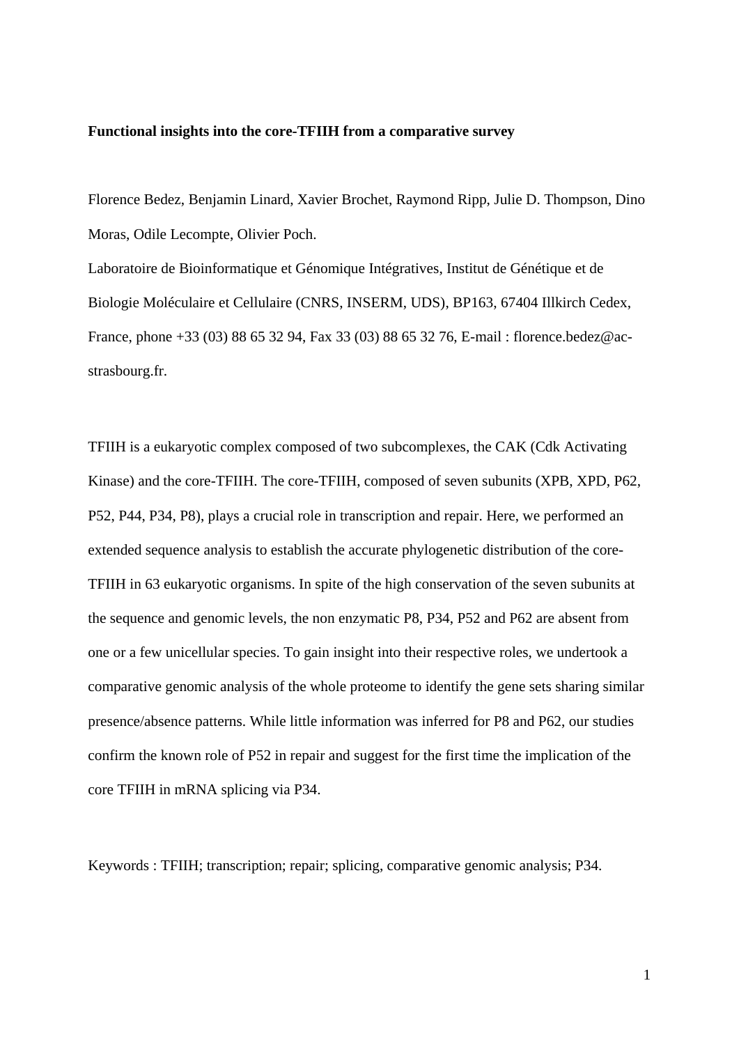**Functional insights into the core-TFIIH from a comparative survey**

Florence Bedez, Benjamin Linard, Xavier Brochet, Raymond Ripp, Julie D. Thompson, Dino Moras, Odile Lecompte, Olivier Poch.

Laboratoire de Bioinformatique et Génomique Intégratives, Institut de Génétique et de Biologie Moléculaire et Cellulaire (CNRS, INSERM, UDS), BP163, 67404 Illkirch Cedex, France, phone +33 (03) 88 65 32 94, Fax 33 (03) 88 65 32 76, E-mail : florence.bedez@ac-strasbourg.fr.

TFIIH is a eukaryotic complex composed of two subcomplexes, the CAK (Cdk Activating Kinase) and the core-TFIIH. The core-TFIIH, composed of seven subunits (XPB, XPD, P62, P52, P44, P34, P8), plays a crucial role in transcription and repair. Here, we performed an extended sequence analysis to establish the accurate phylogenetic distribution of the core-TFIIH in 63 eukaryotic organisms. In spite of the high conservation of the seven subunits at the sequence and genomic levels, the non enzymatic P8, P34, P52 and P62 are absent from one or a few unicellular species. To gain insight into their respective roles, we undertook a comparative genomic analysis of the whole proteome to identify the gene sets sharing similar presence/absence patterns. While little information was inferred for P8 and P62, our studies confirm the known role of P52 in repair and suggest for the first time the implication of the core TFIIH in mRNA splicing via P34.

Keywords : TFIIH; transcription; repair; splicing, comparative genomic analysis; P34.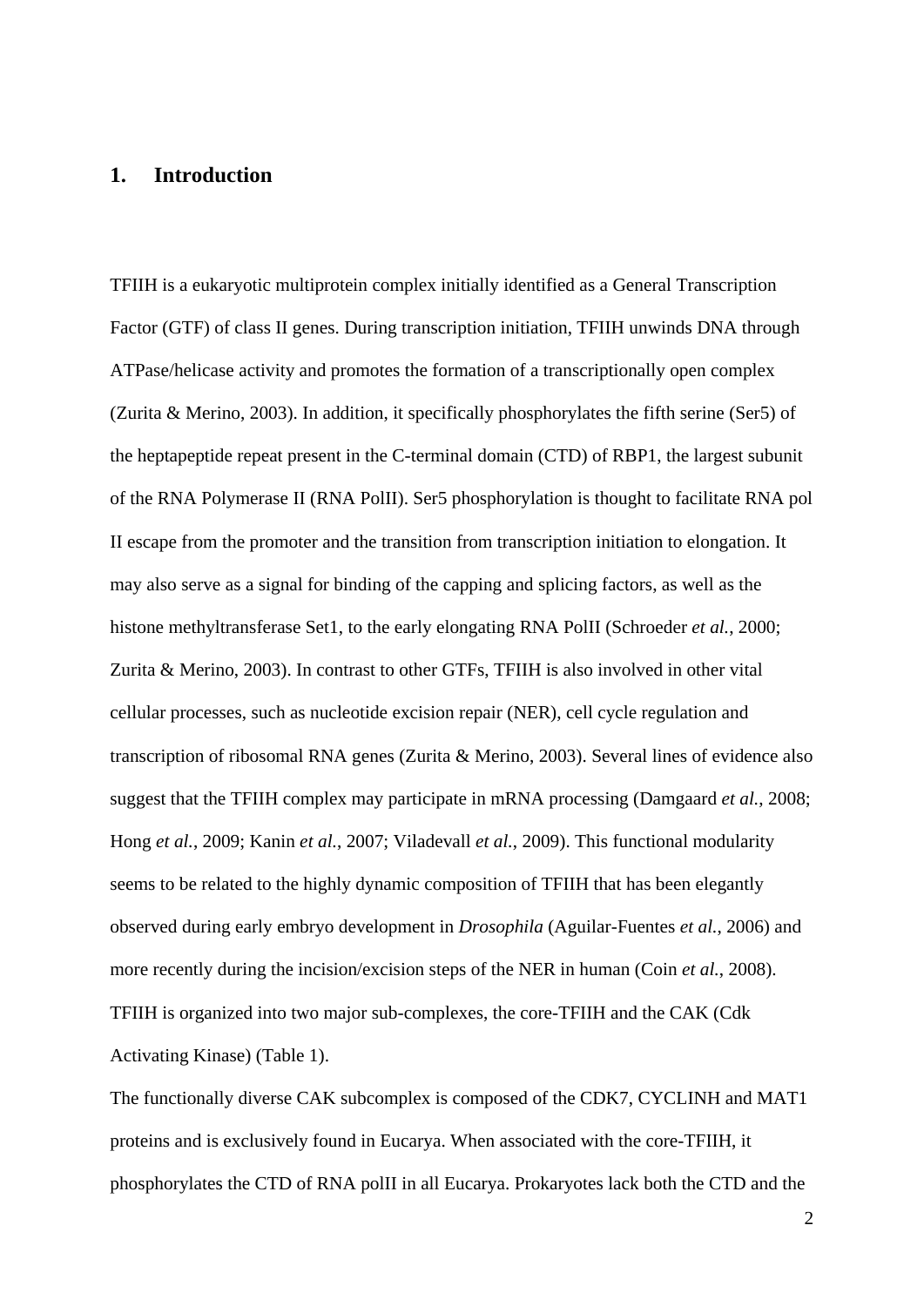# 1. Introduction

TFIIH is a eukaryotic multiprotein complex initially identified as a General Transcription Factor (GTF) of class II genes. During transcription initiation, TFIIH unwinds DNA through ATPase/helicase activity and promotes the formation of a transcriptionally open complex (Zurita & Merino, 2003). In addition, it specifically phosphorylates the fifth serine (Ser5) of the heptapeptide repeat present in the C-terminal domain (CTD) of RBP1, the largest subunit of the RNA Polymerase II (RNA PolII). Ser5 phosphorylation is thought to facilitate RNA pol II escape from the promoter and the transition from transcription initiation to elongation. It may also serve as a signal for binding of the capping and splicing factors, as well as the histone methyltransferase Set1, to the early elongating RNA PolII (Schroeder *et al.*, 2000; Zurita & Merino, 2003). In contrast to other GTFs, TFIIH is also involved in other vital cellular processes, such as nucleotide excision repair (NER), cell cycle regulation and transcription of ribosomal RNA genes (Zurita & Merino, 2003). Several lines of evidence also suggest that the TFIIH complex may participate in mRNA processing (Damgaard *et al.*, 2008; Hong *et al.*, 2009; Kanin *et al.*, 2007; Viladevall *et al.*, 2009). This functional modularity seems to be related to the highly dynamic composition of TFIIH that has been elegantly observed during early embryo development in *Drosophila* (Aguilar-Fuentes *et al.*, 2006) and more recently during the incision/excision steps of the NER in human (Coin *et al.*, 2008). TFIIH is organized into two major sub-complexes, the core-TFIIH and the CAK (Cdk Activating Kinase) (Table 1).

The functionally diverse CAK subcomplex is composed of the CDK7, CYCLINH and MAT1 proteins and is exclusively found in Eucarya. When associated with the core-TFIIH, it phosphorylates the CTD of RNA polII in all Eucarya. Prokaryotes lack both the CTD and the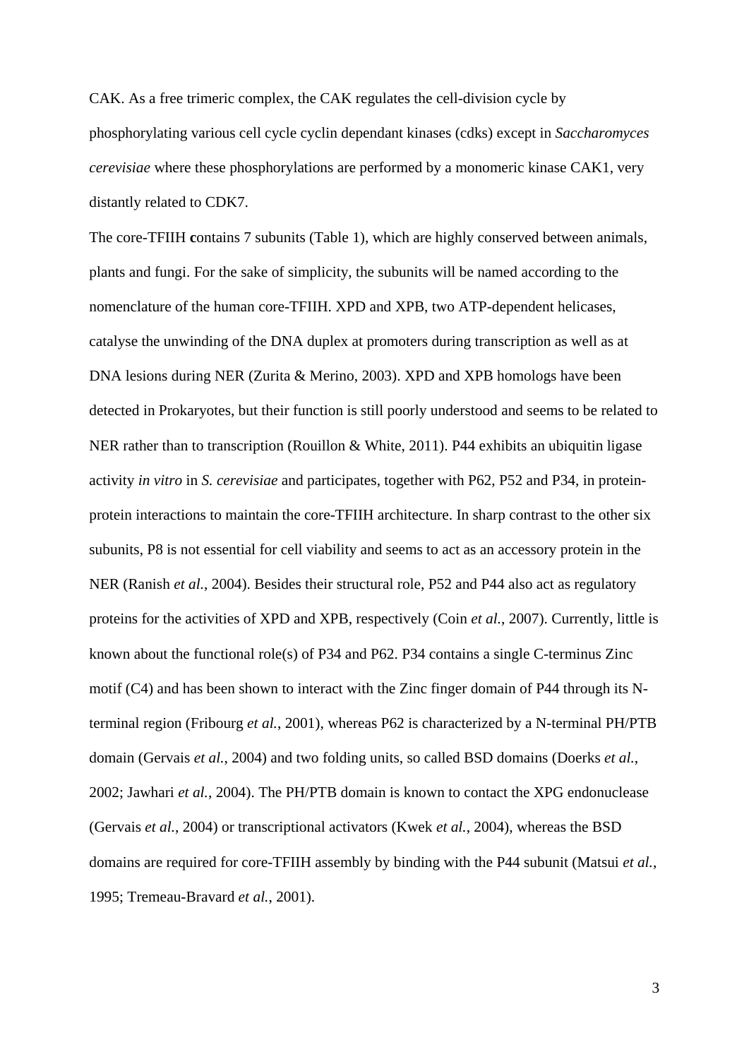CAK. As a free trimeric complex, the CAK regulates the cell-division cycle by phosphorylating various cell cycle cyclin dependant kinases (cdks) except in *Saccharomyces cerevisiae* where these phosphorylations are performed by a monomeric kinase CAK1, very distantly related to CDK7.

The core-TFIIH **c**ontains 7 subunits (Table 1), which are highly conserved between animals, plants and fungi. For the sake of simplicity, the subunits will be named according to the nomenclature of the human core-TFIIH. XPD and XPB, two ATP-dependent helicases, catalyse the unwinding of the DNA duplex at promoters during transcription as well as at DNA lesions during NER (Zurita & Merino, 2003). XPD and XPB homologs have been detected in Prokaryotes, but their function is still poorly understood and seems to be related to NER rather than to transcription (Rouillon & White, 2011). P44 exhibits an ubiquitin ligase activity *in vitro* in *S. cerevisiae* and participates, together with P62, P52 and P34, in protein-protein interactions to maintain the core-TFIIH architecture. In sharp contrast to the other six subunits, P8 is not essential for cell viability and seems to act as an accessory protein in the NER (Ranish *et al.*, 2004). Besides their structural role, P52 and P44 also act as regulatory proteins for the activities of XPD and XPB, respectively (Coin *et al.*, 2007). Currently, little is known about the functional role(s) of P34 and P62. P34 contains a single C-terminus Zinc motif (C4) and has been shown to interact with the Zinc finger domain of P44 through its N-terminal region (Fribourg *et al.*, 2001), whereas P62 is characterized by a N-terminal PH/PTB domain (Gervais *et al.*, 2004) and two folding units, so called BSD domains (Doerks *et al.*, 2002; Jawhari *et al.*, 2004). The PH/PTB domain is known to contact the XPG endonuclease (Gervais *et al.*, 2004) or transcriptional activators (Kwek *et al.*, 2004), whereas the BSD domains are required for core-TFIIH assembly by binding with the P44 subunit (Matsui *et al.*, 1995; Tremeau-Bravard *et al.*, 2001).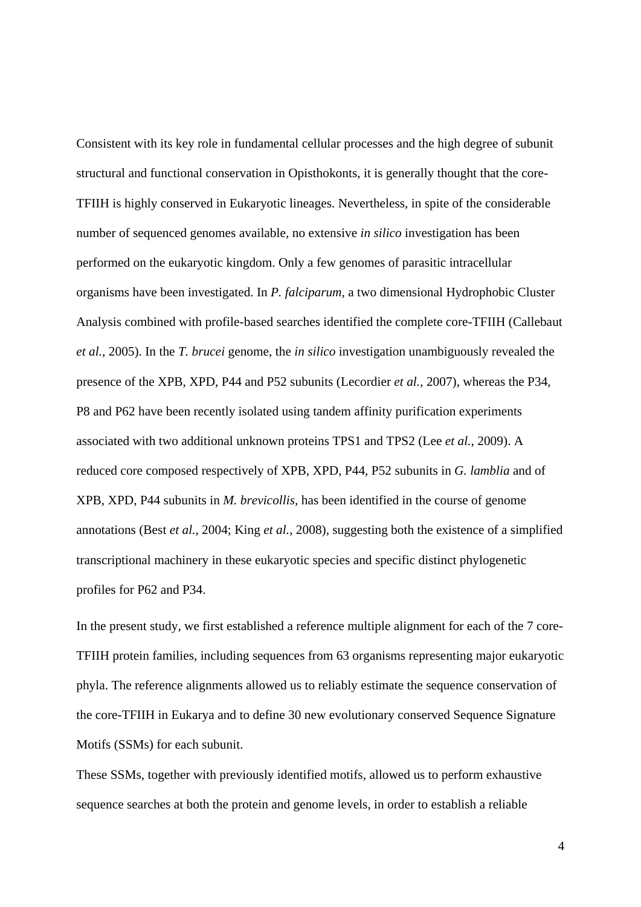Consistent with its key role in fundamental cellular processes and the high degree of subunit structural and functional conservation in Opisthokonts, it is generally thought that the core-TFIIH is highly conserved in Eukaryotic lineages. Nevertheless, in spite of the considerable number of sequenced genomes available, no extensive *in silico* investigation has been performed on the eukaryotic kingdom. Only a few genomes of parasitic intracellular organisms have been investigated. In *P. falciparum,* a two dimensional Hydrophobic Cluster Analysis combined with profile-based searches identified the complete core-TFIIH (Callebaut *et al.*, 2005). In the *T. brucei* genome, the *in silico* investigation unambiguously revealed the presence of the XPB, XPD, P44 and P52 subunits (Lecordier *et al.*, 2007), whereas the P34, P8 and P62 have been recently isolated using tandem affinity purification experiments associated with two additional unknown proteins TPS1 and TPS2 (Lee *et al.*, 2009). A reduced core composed respectively of XPB, XPD, P44, P52 subunits in *G. lamblia* and of XPB, XPD, P44 subunits in *M. brevicollis,* has been identified in the course of genome annotations (Best *et al.*, 2004; King *et al.*, 2008), suggesting both the existence of a simplified transcriptional machinery in these eukaryotic species and specific distinct phylogenetic profiles for P62 and P34.

In the present study, we first established a reference multiple alignment for each of the 7 core-TFIIH protein families, including sequences from 63 organisms representing major eukaryotic phyla. The reference alignments allowed us to reliably estimate the sequence conservation of the core-TFIIH in Eukarya and to define 30 new evolutionary conserved Sequence Signature Motifs (SSMs) for each subunit.

These SSMs, together with previously identified motifs, allowed us to perform exhaustive sequence searches at both the protein and genome levels, in order to establish a reliable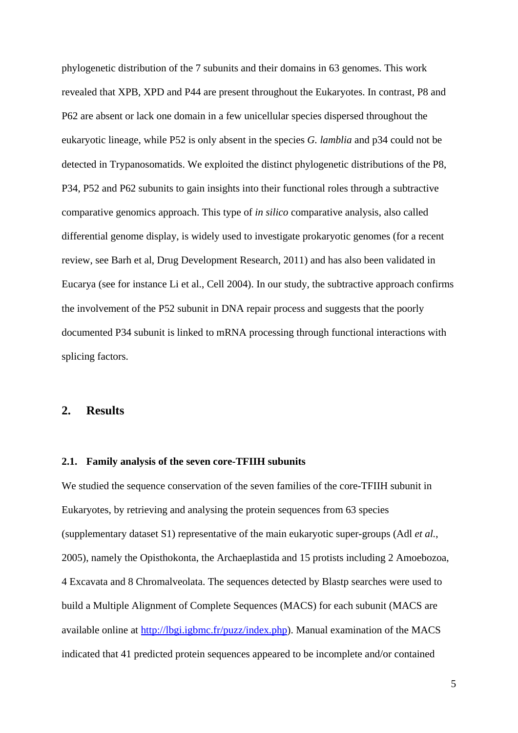phylogenetic distribution of the 7 subunits and their domains in 63 genomes. This work revealed that XPB, XPD and P44 are present throughout the Eukaryotes. In contrast, P8 and P62 are absent or lack one domain in a few unicellular species dispersed throughout the eukaryotic lineage, while P52 is only absent in the species *G. lamblia* and p34 could not be detected in Trypanosomatids. We exploited the distinct phylogenetic distributions of the P8, P34, P52 and P62 subunits to gain insights into their functional roles through a subtractive comparative genomics approach. This type of *in silico* comparative analysis, also called differential genome display, is widely used to investigate prokaryotic genomes (for a recent review, see Barh et al, Drug Development Research, 2011) and has also been validated in Eucarya (see for instance Li et al., Cell 2004). In our study, the subtractive approach confirms the involvement of the P52 subunit in DNA repair process and suggests that the poorly documented P34 subunit is linked to mRNA processing through functional interactions with splicing factors.

## 2. Results

### 2.1. Family analysis of the seven core-TFIIH subunits

We studied the sequence conservation of the seven families of the core-TFIIH subunit in Eukaryotes, by retrieving and analysing the protein sequences from 63 species (supplementary dataset S1) representative of the main eukaryotic super-groups (Adl *et al.*, 2005), namely the Opisthokonta, the Archaeplastida and 15 protists including 2 Amoebozoa, 4 Excavata and 8 Chromalveolata. The sequences detected by Blastp searches were used to build a Multiple Alignment of Complete Sequences (MACS) for each subunit (MACS are available online at http://lbgi.igbmc.fr/puzz/index.php). Manual examination of the MACS indicated that 41 predicted protein sequences appeared to be incomplete and/or contained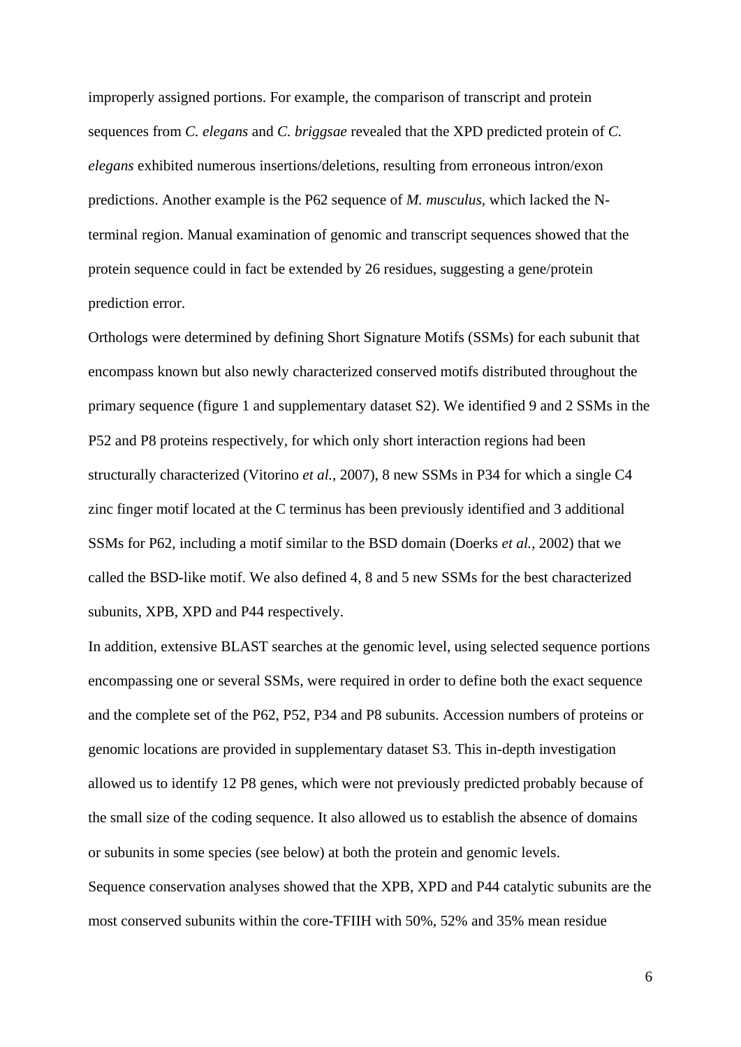improperly assigned portions. For example, the comparison of transcript and protein sequences from *C. elegans* and *C. briggsae* revealed that the XPD predicted protein of *C. elegans* exhibited numerous insertions/deletions, resulting from erroneous intron/exon predictions. Another example is the P62 sequence of *M. musculus,* which lacked the N-terminal region. Manual examination of genomic and transcript sequences showed that the protein sequence could in fact be extended by 26 residues, suggesting a gene/protein prediction error.

Orthologs were determined by defining Short Signature Motifs (SSMs) for each subunit that encompass known but also newly characterized conserved motifs distributed throughout the primary sequence (figure 1 and supplementary dataset S2). We identified 9 and 2 SSMs in the P52 and P8 proteins respectively, for which only short interaction regions had been structurally characterized (Vitorino *et al.*, 2007), 8 new SSMs in P34 for which a single C4 zinc finger motif located at the C terminus has been previously identified and 3 additional SSMs for P62, including a motif similar to the BSD domain (Doerks *et al.*, 2002) that we called the BSD-like motif. We also defined 4, 8 and 5 new SSMs for the best characterized subunits, XPB, XPD and P44 respectively.

In addition, extensive BLAST searches at the genomic level, using selected sequence portions encompassing one or several SSMs, were required in order to define both the exact sequence and the complete set of the P62, P52, P34 and P8 subunits. Accession numbers of proteins or genomic locations are provided in supplementary dataset S3. This in-depth investigation allowed us to identify 12 P8 genes, which were not previously predicted probably because of the small size of the coding sequence. It also allowed us to establish the absence of domains or subunits in some species (see below) at both the protein and genomic levels.

Sequence conservation analyses showed that the XPB, XPD and P44 catalytic subunits are the most conserved subunits within the core-TFIIH with 50%, 52% and 35% mean residue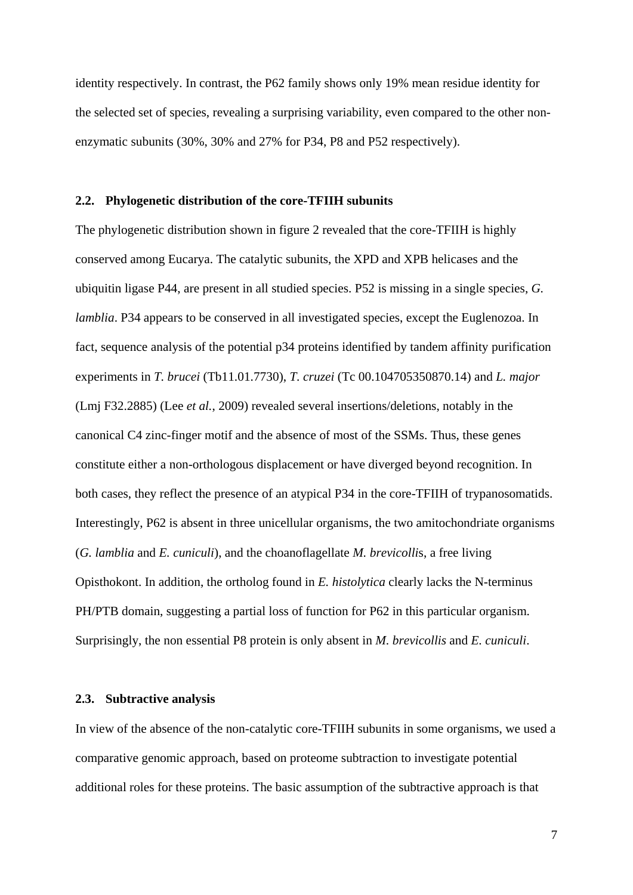identity respectively. In contrast, the P62 family shows only 19% mean residue identity for the selected set of species, revealing a surprising variability, even compared to the other non-enzymatic subunits (30%, 30% and 27% for P34, P8 and P52 respectively).

### 2.2. Phylogenetic distribution of the core-TFIIH subunits

The phylogenetic distribution shown in figure 2 revealed that the core-TFIIH is highly conserved among Eucarya. The catalytic subunits, the XPD and XPB helicases and the ubiquitin ligase P44, are present in all studied species. P52 is missing in a single species, *G. lamblia*. P34 appears to be conserved in all investigated species, except the Euglenozoa. In fact, sequence analysis of the potential p34 proteins identified by tandem affinity purification experiments in *T. brucei* (Tb11.01.7730), *T. cruzei* (Tc 00.104705350870.14) and *L. major* (Lmj F32.2885) (Lee *et al.*, 2009) revealed several insertions/deletions, notably in the canonical C4 zinc-finger motif and the absence of most of the SSMs. Thus, these genes constitute either a non-orthologous displacement or have diverged beyond recognition. In both cases, they reflect the presence of an atypical P34 in the core-TFIIH of trypanosomatids. Interestingly, P62 is absent in three unicellular organisms, the two amitochondriate organisms (*G. lamblia* and *E. cuniculi*), and the choanoflagellate *M. brevicollis*, a free living Opisthokont. In addition, the ortholog found in *E. histolytica* clearly lacks the N-terminus PH/PTB domain, suggesting a partial loss of function for P62 in this particular organism. Surprisingly, the non essential P8 protein is only absent in *M. brevicollis* and *E. cuniculi*.

### 2.3. Subtractive analysis

In view of the absence of the non-catalytic core-TFIIH subunits in some organisms, we used a comparative genomic approach, based on proteome subtraction to investigate potential additional roles for these proteins. The basic assumption of the subtractive approach is that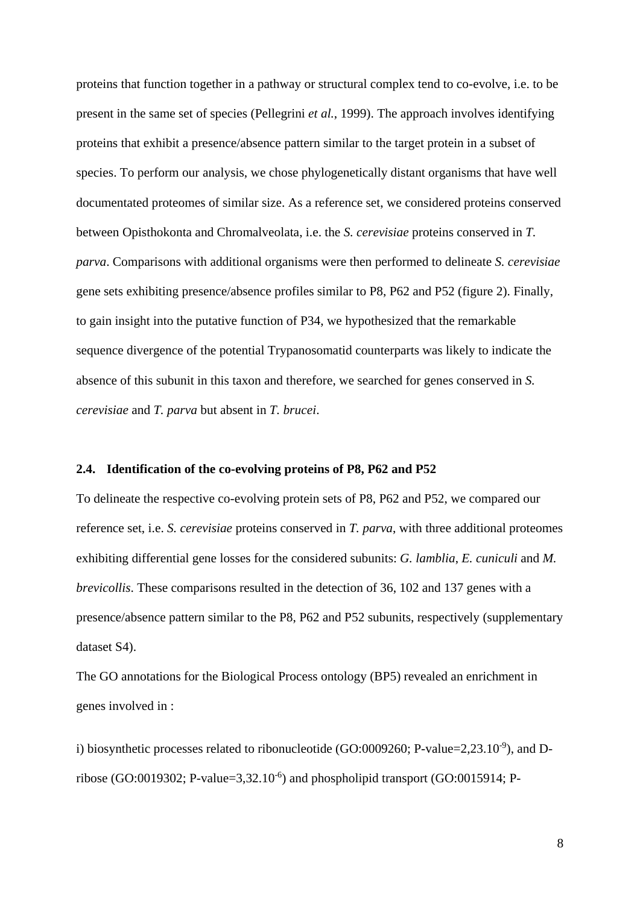proteins that function together in a pathway or structural complex tend to co-evolve, i.e. to be present in the same set of species (Pellegrini *et al.*, 1999). The approach involves identifying proteins that exhibit a presence/absence pattern similar to the target protein in a subset of species. To perform our analysis, we chose phylogenetically distant organisms that have well documentated proteomes of similar size. As a reference set, we considered proteins conserved between Opisthokonta and Chromalveolata, i.e. the *S. cerevisiae* proteins conserved in *T. parva*. Comparisons with additional organisms were then performed to delineate *S. cerevisiae* gene sets exhibiting presence/absence profiles similar to P8, P62 and P52 (figure 2). Finally, to gain insight into the putative function of P34, we hypothesized that the remarkable sequence divergence of the potential Trypanosomatid counterparts was likely to indicate the absence of this subunit in this taxon and therefore, we searched for genes conserved in *S. cerevisiae* and *T. parva* but absent in *T. brucei*.

### 2.4. Identification of the co-evolving proteins of P8, P62 and P52

To delineate the respective co-evolving protein sets of P8, P62 and P52, we compared our reference set, i.e. *S. cerevisiae* proteins conserved in *T. parva*, with three additional proteomes exhibiting differential gene losses for the considered subunits: *G. lamblia*, *E. cuniculi* and *M. brevicollis*. These comparisons resulted in the detection of 36, 102 and 137 genes with a presence/absence pattern similar to the P8, P62 and P52 subunits, respectively (supplementary dataset S4).

The GO annotations for the Biological Process ontology (BP5) revealed an enrichment in genes involved in :

i) biosynthetic processes related to ribonucleotide (GO:0009260; P-value=$2{,}23.10^{-9}$), and D-ribose (GO:0019302; P-value=$3{,}32.10^{-6}$) and phospholipid transport (GO:0015914; P-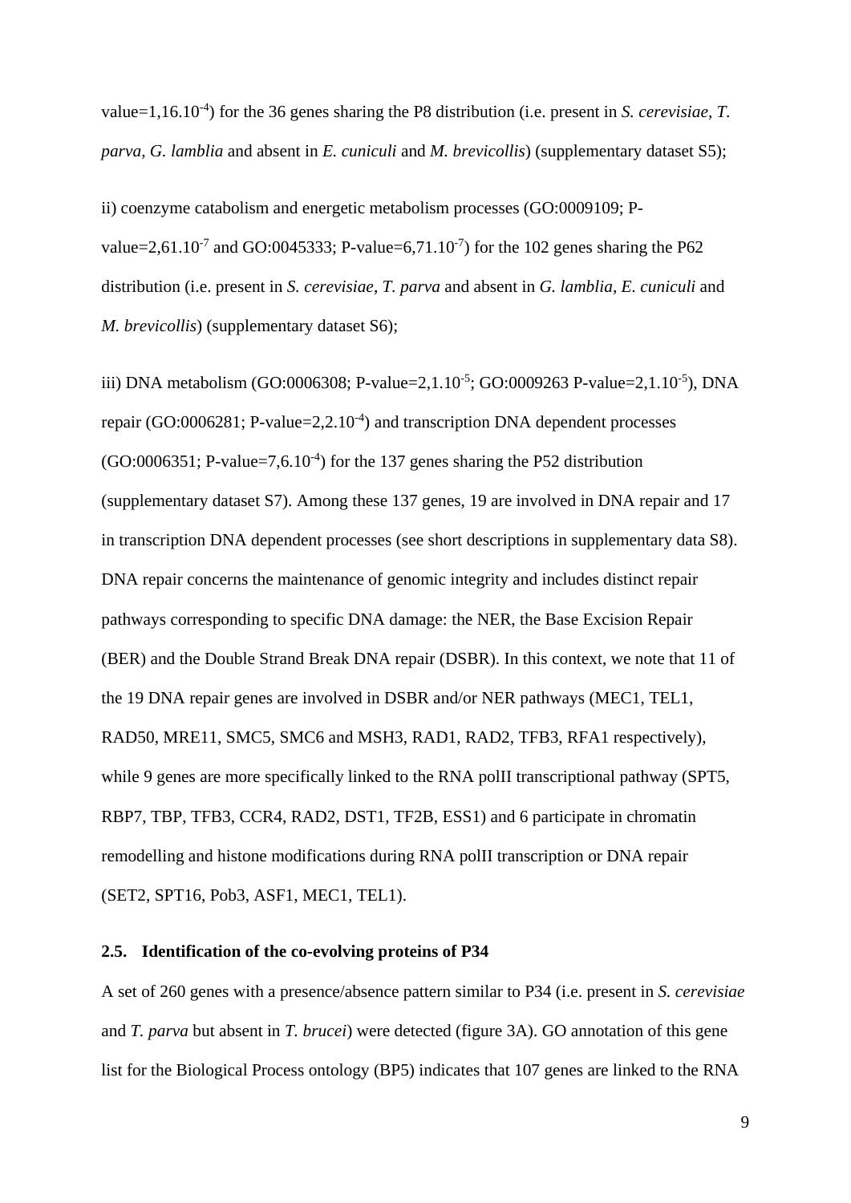value=$1{,}16.10^{-4}$) for the 36 genes sharing the P8 distribution (i.e. present in *S. cerevisiae*, *T. parva*, *G. lamblia* and absent in *E. cuniculi* and *M. brevicollis*) (supplementary dataset S5);

ii) coenzyme catabolism and energetic metabolism processes (GO:0009109; P-value=$2{,}61.10^{-7}$ and GO:0045333; P-value=$6{,}71.10^{-7}$) for the 102 genes sharing the P62 distribution (i.e. present in *S. cerevisiae*, *T. parva* and absent in *G. lamblia*, *E. cuniculi* and *M. brevicollis*) (supplementary dataset S6);

iii) DNA metabolism (GO:0006308; P-value=$2{,}1.10^{-5}$; GO:0009263 P-value=$2{,}1.10^{-5}$), DNA repair (GO:0006281; P-value=$2{,}2.10^{-4}$) and transcription DNA dependent processes (GO:0006351; P-value=$7{,}6.10^{-4}$) for the 137 genes sharing the P52 distribution (supplementary dataset S7). Among these 137 genes, 19 are involved in DNA repair and 17 in transcription DNA dependent processes (see short descriptions in supplementary data S8). DNA repair concerns the maintenance of genomic integrity and includes distinct repair pathways corresponding to specific DNA damage: the NER, the Base Excision Repair (BER) and the Double Strand Break DNA repair (DSBR). In this context, we note that 11 of the 19 DNA repair genes are involved in DSBR and/or NER pathways (MEC1, TEL1, RAD50, MRE11, SMC5, SMC6 and MSH3, RAD1, RAD2, TFB3, RFA1 respectively), while 9 genes are more specifically linked to the RNA polII transcriptional pathway (SPT5, RBP7, TBP, TFB3, CCR4, RAD2, DST1, TF2B, ESS1) and 6 participate in chromatin remodelling and histone modifications during RNA polII transcription or DNA repair (SET2, SPT16, Pob3, ASF1, MEC1, TEL1).

### 2.5. Identification of the co-evolving proteins of P34

A set of 260 genes with a presence/absence pattern similar to P34 (i.e. present in *S. cerevisiae* and *T. parva* but absent in *T. brucei*) were detected (figure 3A). GO annotation of this gene list for the Biological Process ontology (BP5) indicates that 107 genes are linked to the RNA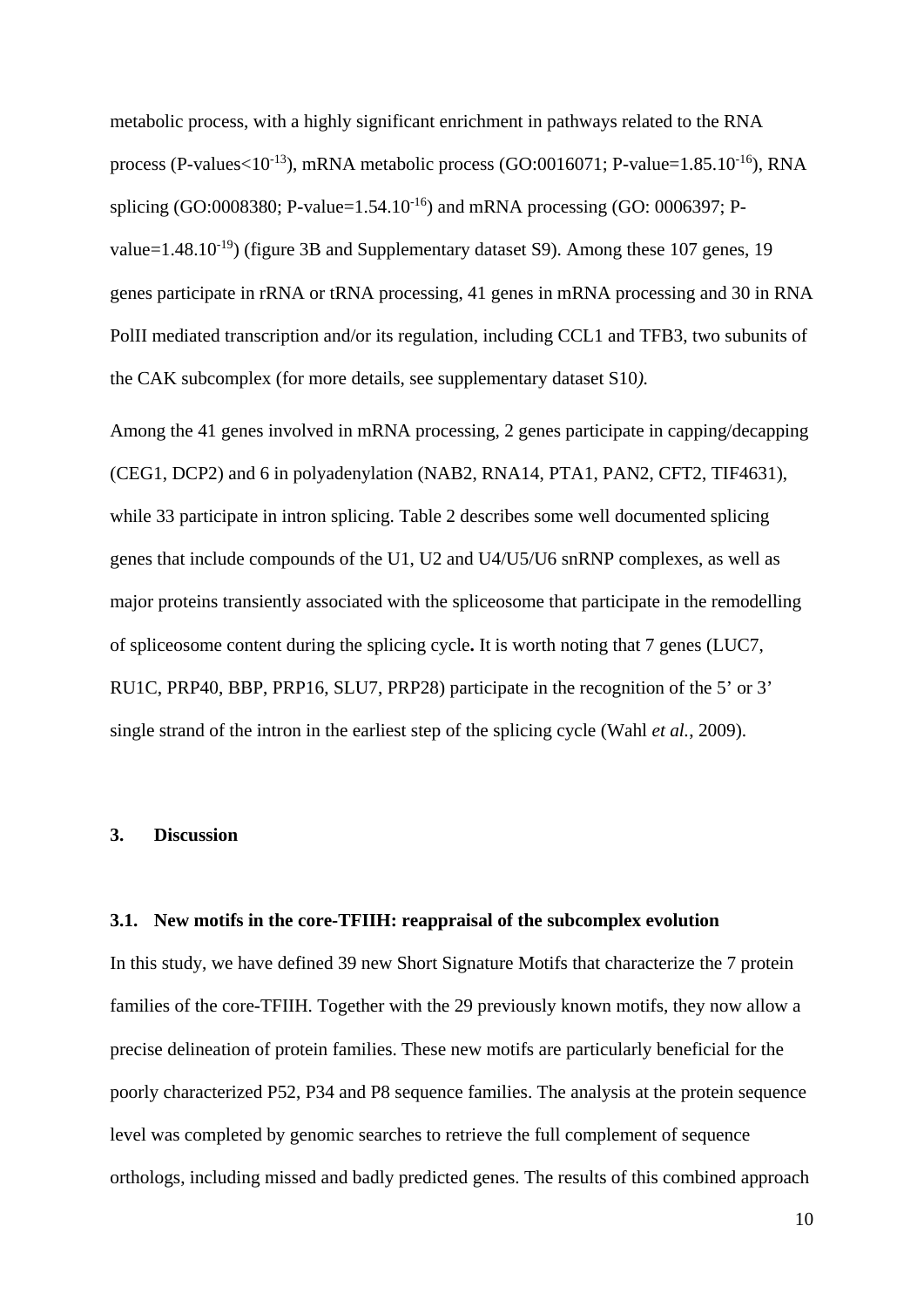metabolic process, with a highly significant enrichment in pathways related to the RNA process (P-values<$10^{-13}$), mRNA metabolic process (GO:0016071; P-value=$1.85.10^{-16}$), RNA splicing (GO:0008380; P-value=$1.54.10^{-16}$) and mRNA processing (GO: 0006397; P-value=$1.48.10^{-19}$) (figure 3B and Supplementary dataset S9). Among these 107 genes, 19 genes participate in rRNA or tRNA processing, 41 genes in mRNA processing and 30 in RNA PolII mediated transcription and/or its regulation, including CCL1 and TFB3, two subunits of the CAK subcomplex (for more details, see supplementary dataset S10*)*.

Among the 41 genes involved in mRNA processing, 2 genes participate in capping/decapping (CEG1, DCP2) and 6 in polyadenylation (NAB2, RNA14, PTA1, PAN2, CFT2, TIF4631), while 33 participate in intron splicing. Table 2 describes some well documented splicing genes that include compounds of the U1, U2 and U4/U5/U6 snRNP complexes, as well as major proteins transiently associated with the spliceosome that participate in the remodelling of spliceosome content during the splicing cycle**.** It is worth noting that 7 genes (LUC7, RU1C, PRP40, BBP, PRP16, SLU7, PRP28) participate in the recognition of the 5' or 3' single strand of the intron in the earliest step of the splicing cycle (Wahl *et al.*, 2009).

## 3. Discussion

### 3.1. New motifs in the core-TFIIH: reappraisal of the subcomplex evolution

In this study, we have defined 39 new Short Signature Motifs that characterize the 7 protein families of the core-TFIIH. Together with the 29 previously known motifs, they now allow a precise delineation of protein families. These new motifs are particularly beneficial for the poorly characterized P52, P34 and P8 sequence families. The analysis at the protein sequence level was completed by genomic searches to retrieve the full complement of sequence orthologs, including missed and badly predicted genes. The results of this combined approach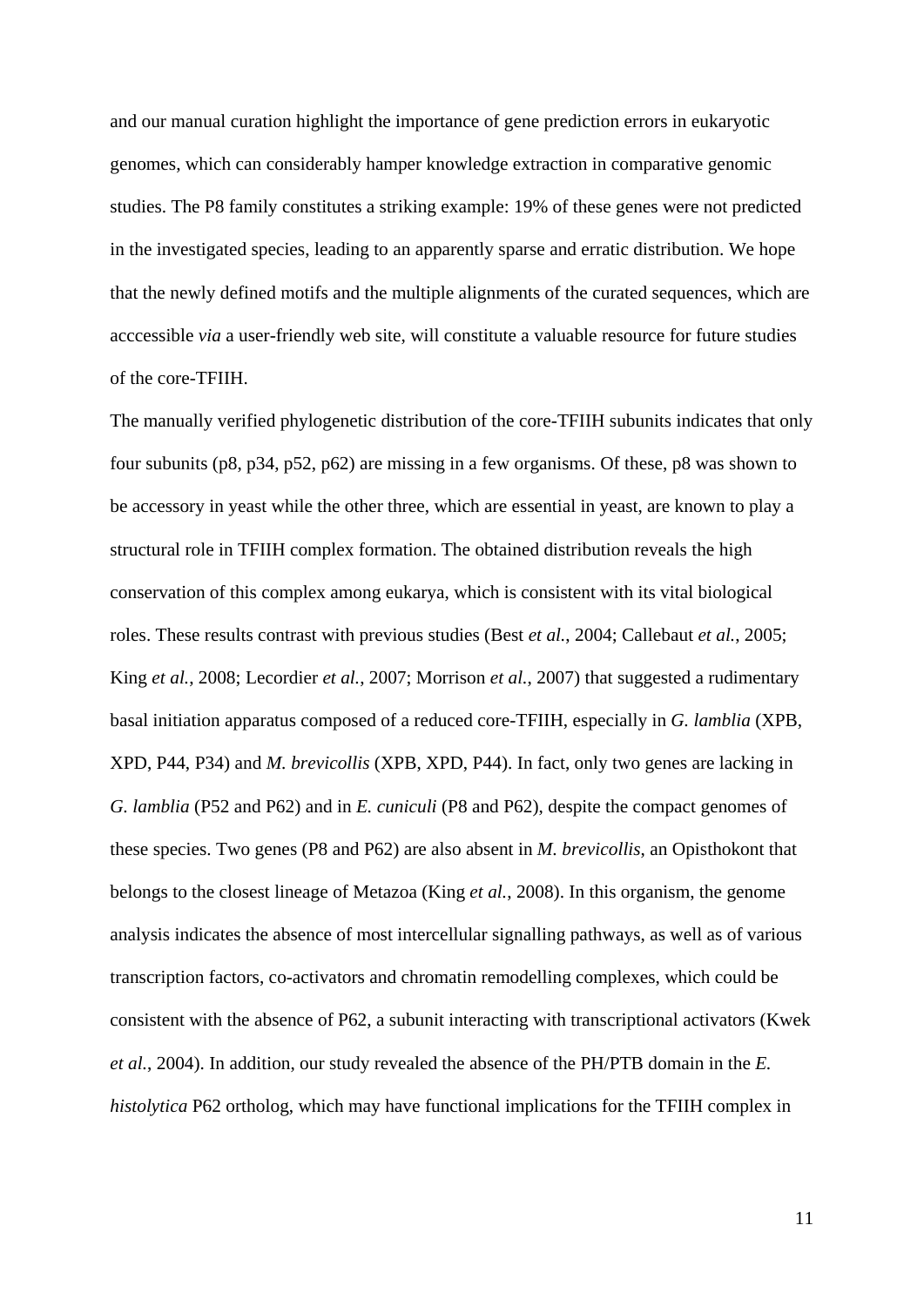and our manual curation highlight the importance of gene prediction errors in eukaryotic genomes, which can considerably hamper knowledge extraction in comparative genomic studies. The P8 family constitutes a striking example: 19% of these genes were not predicted in the investigated species, leading to an apparently sparse and erratic distribution. We hope that the newly defined motifs and the multiple alignments of the curated sequences, which are acccessible *via* a user-friendly web site, will constitute a valuable resource for future studies of the core-TFIIH.

The manually verified phylogenetic distribution of the core-TFIIH subunits indicates that only four subunits (p8, p34, p52, p62) are missing in a few organisms. Of these, p8 was shown to be accessory in yeast while the other three, which are essential in yeast, are known to play a structural role in TFIIH complex formation. The obtained distribution reveals the high conservation of this complex among eukarya, which is consistent with its vital biological roles. These results contrast with previous studies (Best *et al.*, 2004; Callebaut *et al.*, 2005; King *et al.*, 2008; Lecordier *et al.*, 2007; Morrison *et al.*, 2007) that suggested a rudimentary basal initiation apparatus composed of a reduced core-TFIIH, especially in *G. lamblia* (XPB, XPD, P44, P34) and *M. brevicollis* (XPB, XPD, P44). In fact, only two genes are lacking in *G. lamblia* (P52 and P62) and in *E. cuniculi* (P8 and P62), despite the compact genomes of these species. Two genes (P8 and P62) are also absent in *M. brevicollis*, an Opisthokont that belongs to the closest lineage of Metazoa (King *et al.*, 2008). In this organism, the genome analysis indicates the absence of most intercellular signalling pathways, as well as of various transcription factors, co-activators and chromatin remodelling complexes, which could be consistent with the absence of P62, a subunit interacting with transcriptional activators (Kwek *et al.*, 2004). In addition, our study revealed the absence of the PH/PTB domain in the *E. histolytica* P62 ortholog, which may have functional implications for the TFIIH complex in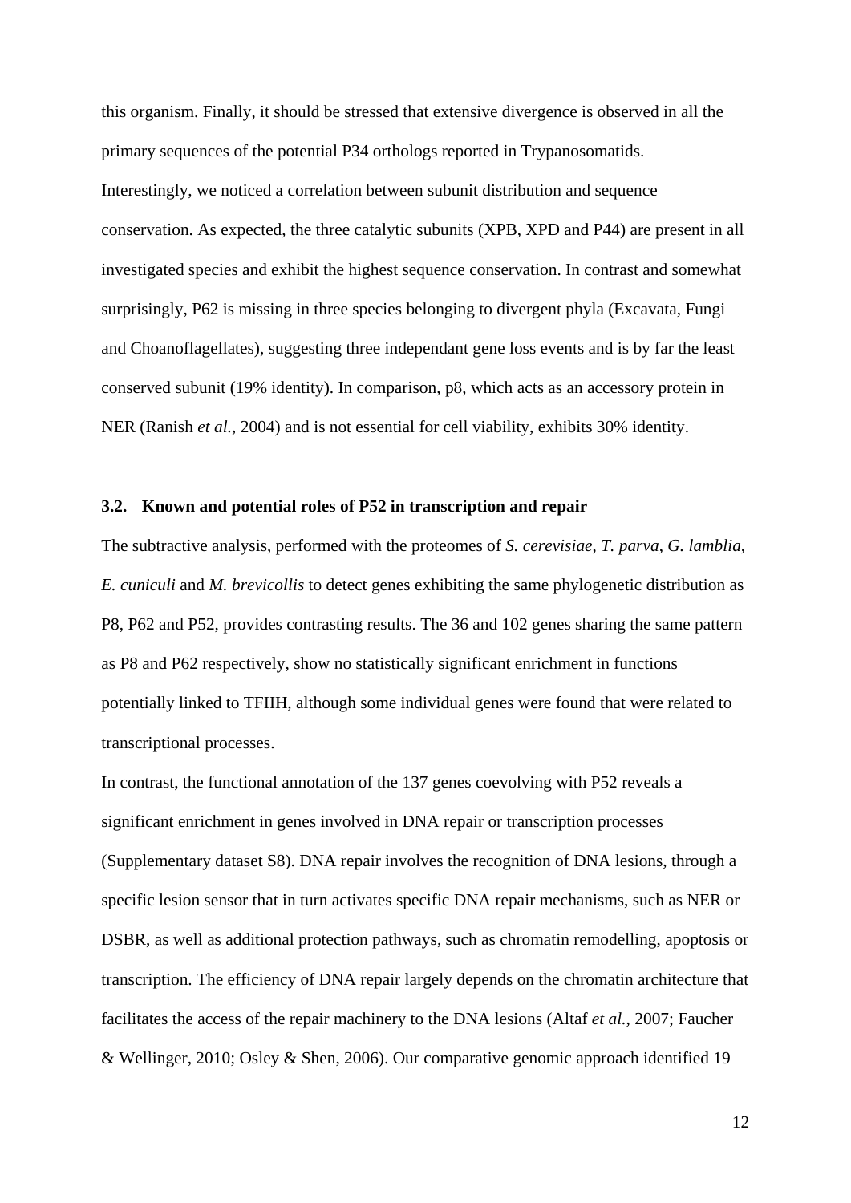this organism. Finally, it should be stressed that extensive divergence is observed in all the primary sequences of the potential P34 orthologs reported in Trypanosomatids.

Interestingly, we noticed a correlation between subunit distribution and sequence conservation. As expected, the three catalytic subunits (XPB, XPD and P44) are present in all investigated species and exhibit the highest sequence conservation. In contrast and somewhat surprisingly, P62 is missing in three species belonging to divergent phyla (Excavata, Fungi and Choanoflagellates), suggesting three independant gene loss events and is by far the least conserved subunit (19% identity). In comparison, p8, which acts as an accessory protein in NER (Ranish *et al.*, 2004) and is not essential for cell viability, exhibits 30% identity.

### 3.2. Known and potential roles of P52 in transcription and repair

The subtractive analysis, performed with the proteomes of *S. cerevisiae*, *T. parva*, *G. lamblia*, *E. cuniculi* and *M. brevicollis* to detect genes exhibiting the same phylogenetic distribution as P8, P62 and P52, provides contrasting results. The 36 and 102 genes sharing the same pattern as P8 and P62 respectively, show no statistically significant enrichment in functions potentially linked to TFIIH, although some individual genes were found that were related to transcriptional processes.

In contrast, the functional annotation of the 137 genes coevolving with P52 reveals a significant enrichment in genes involved in DNA repair or transcription processes (Supplementary dataset S8). DNA repair involves the recognition of DNA lesions, through a specific lesion sensor that in turn activates specific DNA repair mechanisms, such as NER or DSBR, as well as additional protection pathways, such as chromatin remodelling, apoptosis or transcription. The efficiency of DNA repair largely depends on the chromatin architecture that facilitates the access of the repair machinery to the DNA lesions (Altaf *et al.*, 2007; Faucher & Wellinger, 2010; Osley & Shen, 2006). Our comparative genomic approach identified 19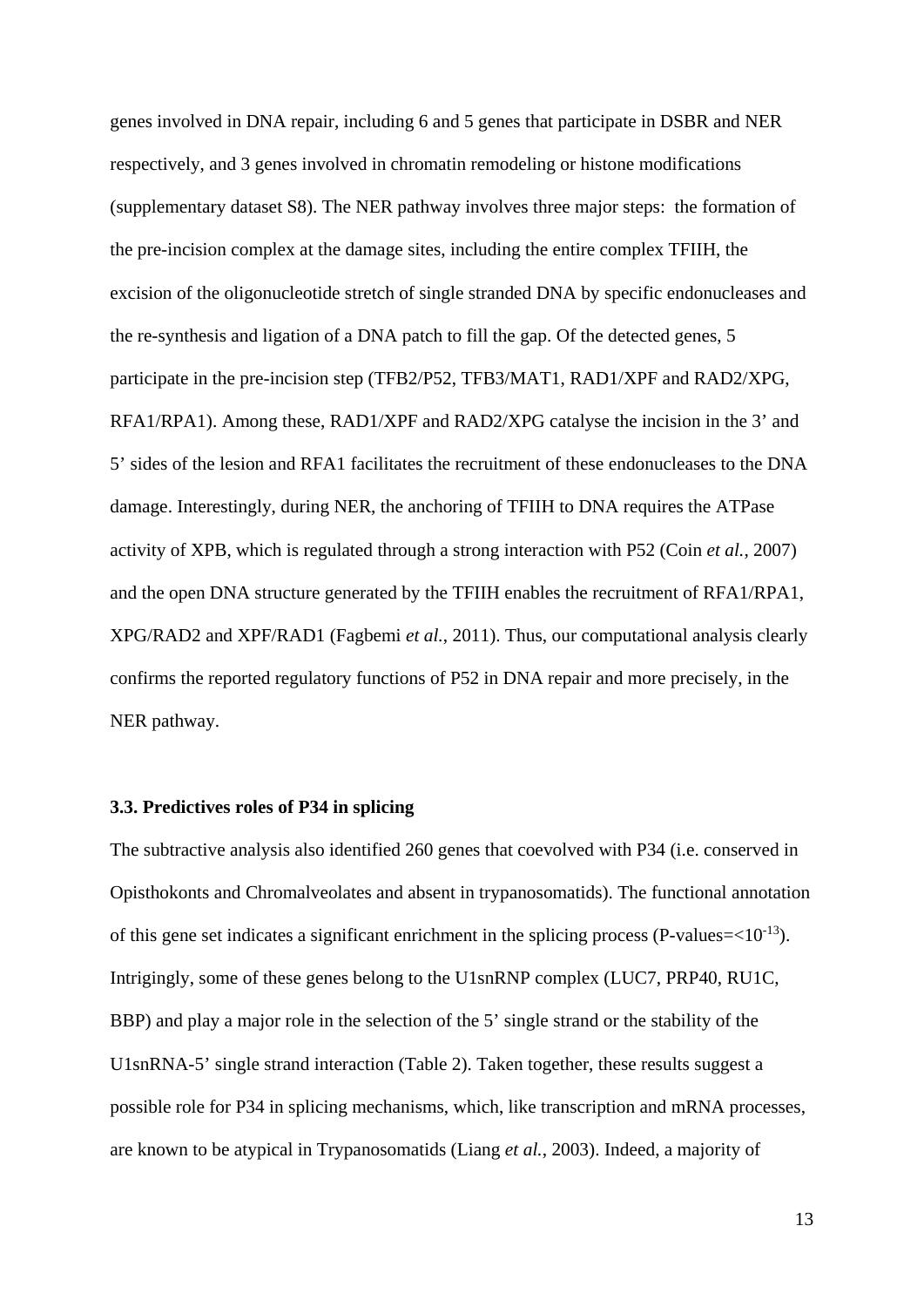genes involved in DNA repair, including 6 and 5 genes that participate in DSBR and NER respectively, and 3 genes involved in chromatin remodeling or histone modifications (supplementary dataset S8). The NER pathway involves three major steps: the formation of the pre-incision complex at the damage sites, including the entire complex TFIIH, the excision of the oligonucleotide stretch of single stranded DNA by specific endonucleases and the re-synthesis and ligation of a DNA patch to fill the gap. Of the detected genes, 5 participate in the pre-incision step (TFB2/P52, TFB3/MAT1, RAD1/XPF and RAD2/XPG, RFA1/RPA1). Among these, RAD1/XPF and RAD2/XPG catalyse the incision in the 3' and 5' sides of the lesion and RFA1 facilitates the recruitment of these endonucleases to the DNA damage. Interestingly, during NER, the anchoring of TFIIH to DNA requires the ATPase activity of XPB, which is regulated through a strong interaction with P52 (Coin *et al.*, 2007) and the open DNA structure generated by the TFIIH enables the recruitment of RFA1/RPA1, XPG/RAD2 and XPF/RAD1 (Fagbemi *et al.*, 2011). Thus, our computational analysis clearly confirms the reported regulatory functions of P52 in DNA repair and more precisely, in the NER pathway.

### 3.3. Predictives roles of P34 in splicing

The subtractive analysis also identified 260 genes that coevolved with P34 (i.e. conserved in Opisthokonts and Chromalveolates and absent in trypanosomatids). The functional annotation of this gene set indicates a significant enrichment in the splicing process (P-values=$<10^{-13}$). Intrigingly, some of these genes belong to the U1snRNP complex (LUC7, PRP40, RU1C, BBP) and play a major role in the selection of the 5' single strand or the stability of the U1snRNA-5' single strand interaction (Table 2). Taken together, these results suggest a possible role for P34 in splicing mechanisms, which, like transcription and mRNA processes, are known to be atypical in Trypanosomatids (Liang *et al.*, 2003). Indeed, a majority of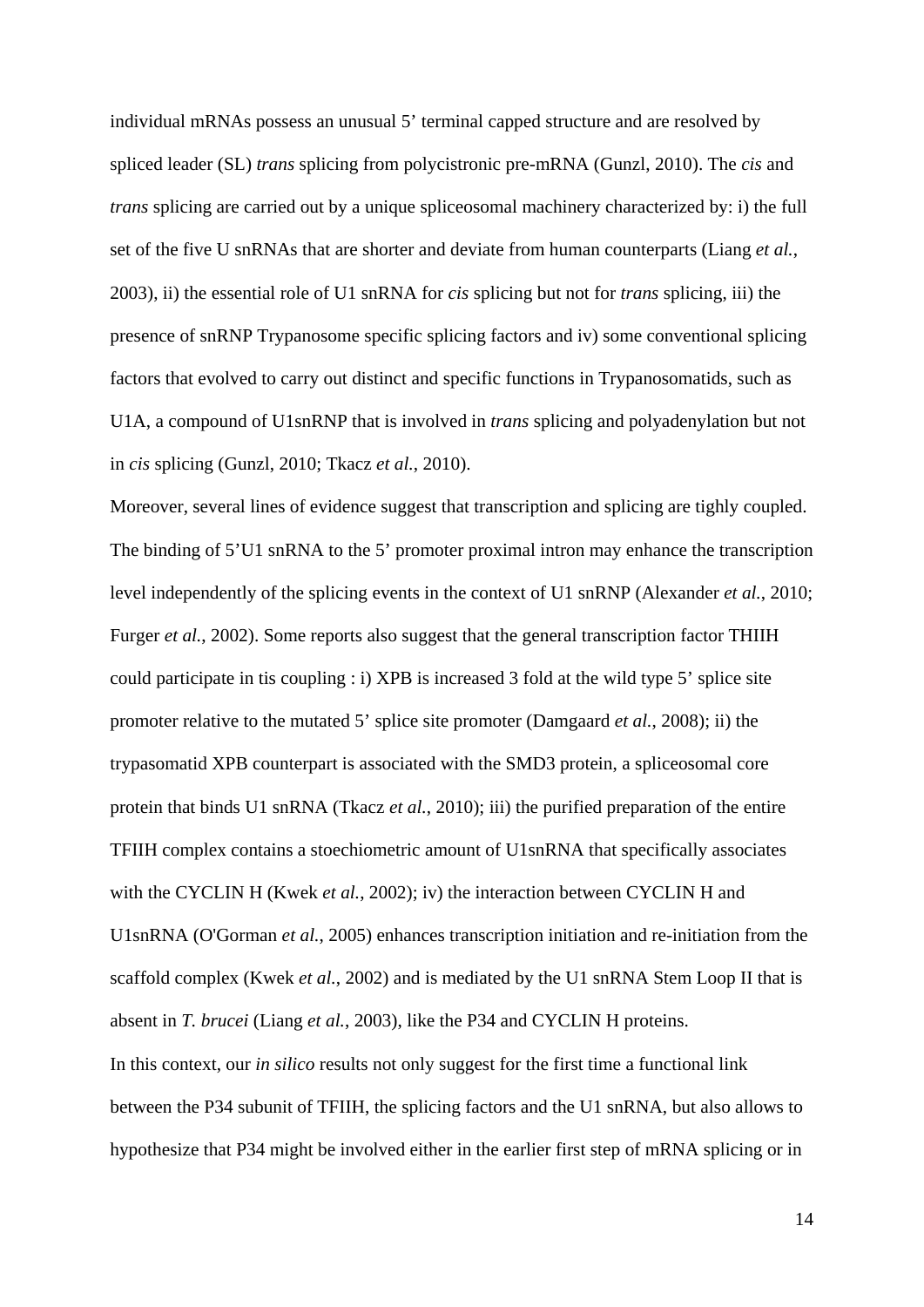individual mRNAs possess an unusual 5' terminal capped structure and are resolved by spliced leader (SL) *trans* splicing from polycistronic pre-mRNA (Gunzl, 2010). The *cis* and *trans* splicing are carried out by a unique spliceosomal machinery characterized by: i) the full set of the five U snRNAs that are shorter and deviate from human counterparts (Liang *et al.*, 2003), ii) the essential role of U1 snRNA for *cis* splicing but not for *trans* splicing, iii) the presence of snRNP Trypanosome specific splicing factors and iv) some conventional splicing factors that evolved to carry out distinct and specific functions in Trypanosomatids, such as U1A, a compound of U1snRNP that is involved in *trans* splicing and polyadenylation but not in *cis* splicing (Gunzl, 2010; Tkacz *et al.*, 2010).

Moreover, several lines of evidence suggest that transcription and splicing are tighly coupled. The binding of 5'U1 snRNA to the 5' promoter proximal intron may enhance the transcription level independently of the splicing events in the context of U1 snRNP (Alexander *et al.*, 2010; Furger *et al.*, 2002). Some reports also suggest that the general transcription factor THIIH could participate in tis coupling : i) XPB is increased 3 fold at the wild type 5' splice site promoter relative to the mutated 5' splice site promoter (Damgaard *et al.*, 2008); ii) the trypasomatid XPB counterpart is associated with the SMD3 protein, a spliceosomal core protein that binds U1 snRNA (Tkacz *et al.*, 2010); iii) the purified preparation of the entire TFIIH complex contains a stoechiometric amount of U1snRNA that specifically associates with the CYCLIN H (Kwek *et al.*, 2002); iv) the interaction between CYCLIN H and U1snRNA (O'Gorman *et al.*, 2005) enhances transcription initiation and re-initiation from the scaffold complex (Kwek *et al.*, 2002) and is mediated by the U1 snRNA Stem Loop II that is absent in *T. brucei* (Liang *et al.*, 2003), like the P34 and CYCLIN H proteins.

In this context, our *in silico* results not only suggest for the first time a functional link between the P34 subunit of TFIIH, the splicing factors and the U1 snRNA, but also allows to hypothesize that P34 might be involved either in the earlier first step of mRNA splicing or in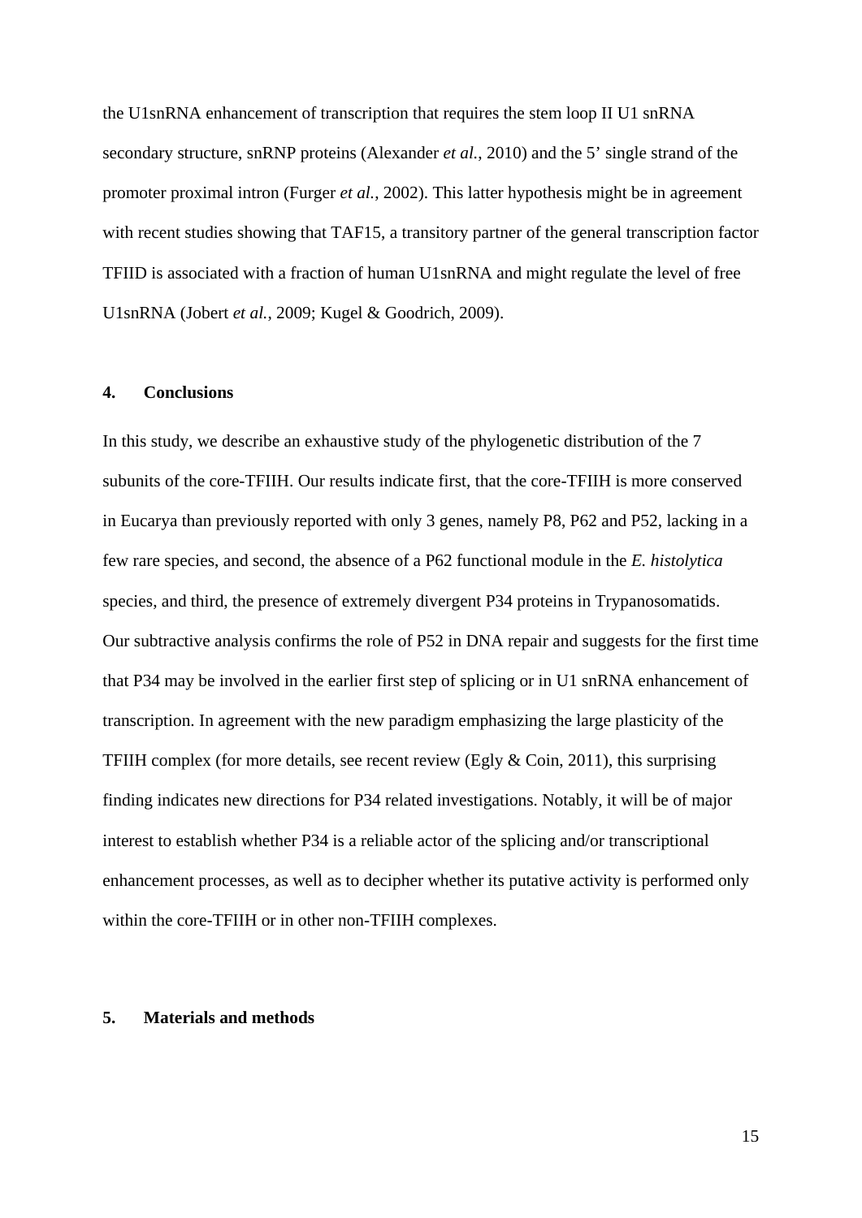the U1snRNA enhancement of transcription that requires the stem loop II U1 snRNA secondary structure, snRNP proteins (Alexander *et al.*, 2010) and the 5' single strand of the promoter proximal intron (Furger *et al.*, 2002). This latter hypothesis might be in agreement with recent studies showing that TAF15, a transitory partner of the general transcription factor TFIID is associated with a fraction of human U1snRNA and might regulate the level of free U1snRNA (Jobert *et al.*, 2009; Kugel & Goodrich, 2009).

## 4. Conclusions

In this study, we describe an exhaustive study of the phylogenetic distribution of the 7 subunits of the core-TFIIH. Our results indicate first, that the core-TFIIH is more conserved in Eucarya than previously reported with only 3 genes, namely P8, P62 and P52, lacking in a few rare species, and second, the absence of a P62 functional module in the *E. histolytica* species, and third, the presence of extremely divergent P34 proteins in Trypanosomatids. Our subtractive analysis confirms the role of P52 in DNA repair and suggests for the first time that P34 may be involved in the earlier first step of splicing or in U1 snRNA enhancement of transcription. In agreement with the new paradigm emphasizing the large plasticity of the TFIIH complex (for more details, see recent review (Egly & Coin, 2011), this surprising finding indicates new directions for P34 related investigations. Notably, it will be of major interest to establish whether P34 is a reliable actor of the splicing and/or transcriptional enhancement processes, as well as to decipher whether its putative activity is performed only within the core-TFIIH or in other non-TFIIH complexes.

## 5. Materials and methods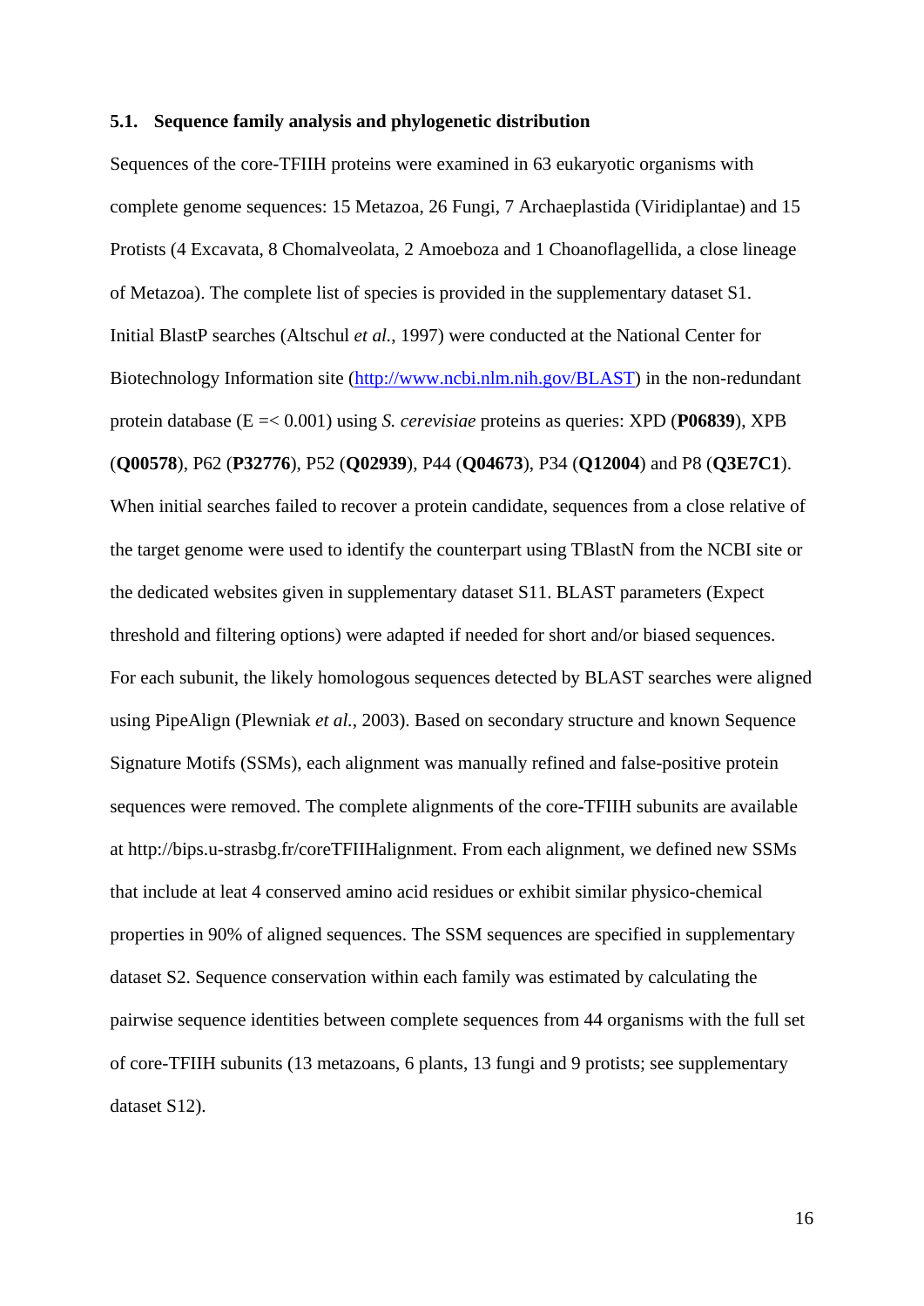### 5.1. Sequence family analysis and phylogenetic distribution

Sequences of the core-TFIIH proteins were examined in 63 eukaryotic organisms with complete genome sequences: 15 Metazoa, 26 Fungi, 7 Archaeplastida (Viridiplantae) and 15 Protists (4 Excavata, 8 Chomalveolata, 2 Amoeboza and 1 Choanoflagellida, a close lineage of Metazoa). The complete list of species is provided in the supplementary dataset S1.

Initial BlastP searches (Altschul *et al.*, 1997) were conducted at the National Center for Biotechnology Information site (http://www.ncbi.nlm.nih.gov/BLAST) in the non-redundant protein database (E =< 0.001) using *S. cerevisiae* proteins as queries: XPD (**P06839**), XPB (**Q00578**), P62 (**P32776**), P52 (**Q02939**), P44 (**Q04673**), P34 (**Q12004**) and P8 (**Q3E7C1**). When initial searches failed to recover a protein candidate, sequences from a close relative of the target genome were used to identify the counterpart using TBlastN from the NCBI site or the dedicated websites given in supplementary dataset S11. BLAST parameters (Expect threshold and filtering options) were adapted if needed for short and/or biased sequences.

For each subunit, the likely homologous sequences detected by BLAST searches were aligned using PipeAlign (Plewniak *et al.*, 2003). Based on secondary structure and known Sequence Signature Motifs (SSMs), each alignment was manually refined and false-positive protein sequences were removed. The complete alignments of the core-TFIIH subunits are available at http://bips.u-strasbg.fr/coreTFIIHalignment. From each alignment, we defined new SSMs that include at leat 4 conserved amino acid residues or exhibit similar physico-chemical properties in 90% of aligned sequences. The SSM sequences are specified in supplementary dataset S2. Sequence conservation within each family was estimated by calculating the pairwise sequence identities between complete sequences from 44 organisms with the full set of core-TFIIH subunits (13 metazoans, 6 plants, 13 fungi and 9 protists; see supplementary dataset S12).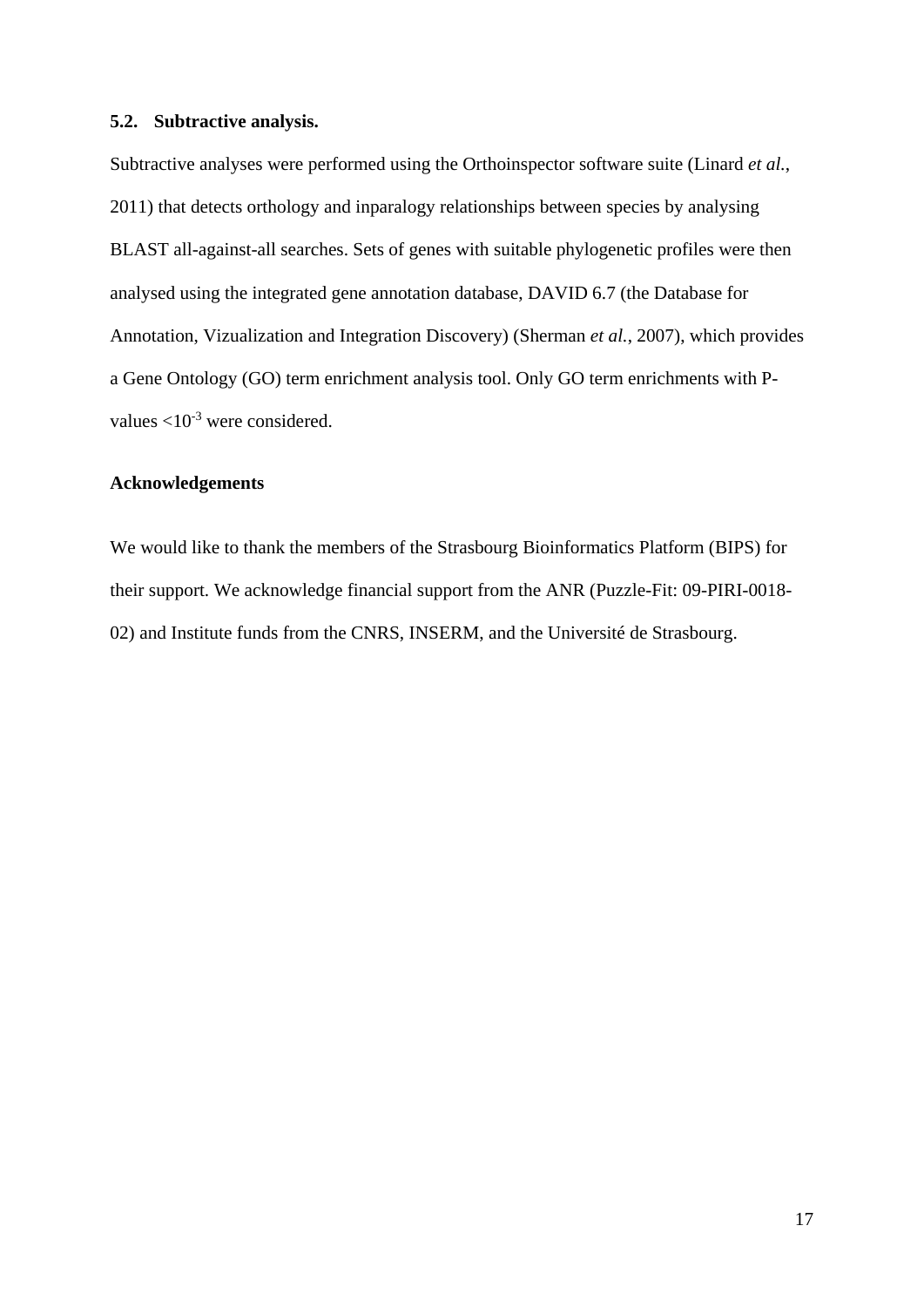### 5.2. Subtractive analysis.

Subtractive analyses were performed using the Orthoinspector software suite (Linard *et al.*, 2011) that detects orthology and inparalogy relationships between species by analysing BLAST all-against-all searches. Sets of genes with suitable phylogenetic profiles were then analysed using the integrated gene annotation database, DAVID 6.7 (the Database for Annotation, Vizualization and Integration Discovery) (Sherman *et al.*, 2007), which provides a Gene Ontology (GO) term enrichment analysis tool. Only GO term enrichments with P-values $<10^{-3}$ were considered.

**Acknowledgements**

We would like to thank the members of the Strasbourg Bioinformatics Platform (BIPS) for their support. We acknowledge financial support from the ANR (Puzzle-Fit: 09-PIRI-0018-02) and Institute funds from the CNRS, INSERM, and the Université de Strasbourg.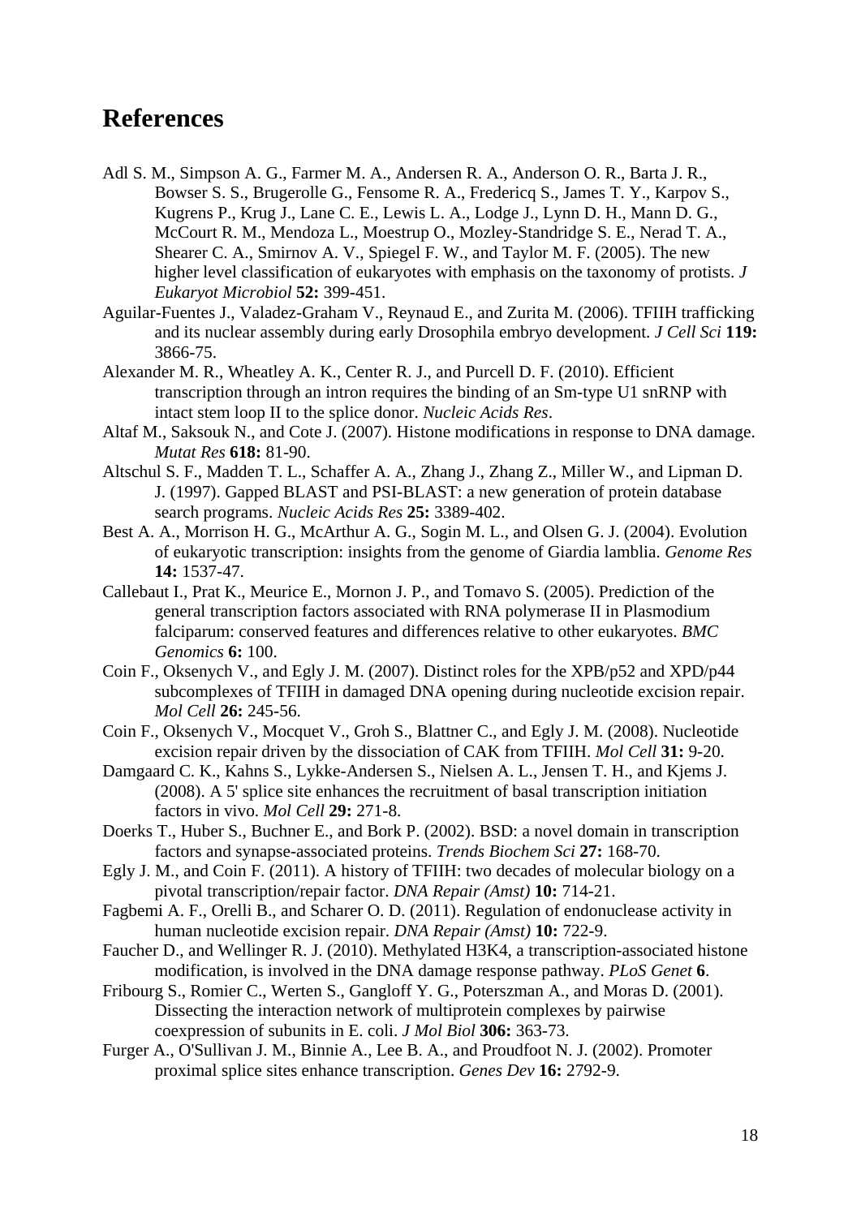# References

Adl S. M., Simpson A. G., Farmer M. A., Andersen R. A., Anderson O. R., Barta J. R., Bowser S. S., Brugerolle G., Fensome R. A., Fredericq S., James T. Y., Karpov S., Kugrens P., Krug J., Lane C. E., Lewis L. A., Lodge J., Lynn D. H., Mann D. G., McCourt R. M., Mendoza L., Moestrup O., Mozley-Standridge S. E., Nerad T. A., Shearer C. A., Smirnov A. V., Spiegel F. W., and Taylor M. F. (2005). The new higher level classification of eukaryotes with emphasis on the taxonomy of protists. *J Eukaryot Microbiol* **52:** 399-451.

Aguilar-Fuentes J., Valadez-Graham V., Reynaud E., and Zurita M. (2006). TFIIH trafficking and its nuclear assembly during early Drosophila embryo development. *J Cell Sci* **119:** 3866-75.

Alexander M. R., Wheatley A. K., Center R. J., and Purcell D. F. (2010). Efficient transcription through an intron requires the binding of an Sm-type U1 snRNP with intact stem loop II to the splice donor. *Nucleic Acids Res*.

Altaf M., Saksouk N., and Cote J. (2007). Histone modifications in response to DNA damage. *Mutat Res* **618:** 81-90.

Altschul S. F., Madden T. L., Schaffer A. A., Zhang J., Zhang Z., Miller W., and Lipman D. J. (1997). Gapped BLAST and PSI-BLAST: a new generation of protein database search programs. *Nucleic Acids Res* **25:** 3389-402.

Best A. A., Morrison H. G., McArthur A. G., Sogin M. L., and Olsen G. J. (2004). Evolution of eukaryotic transcription: insights from the genome of Giardia lamblia. *Genome Res* **14:** 1537-47.

Callebaut I., Prat K., Meurice E., Mornon J. P., and Tomavo S. (2005). Prediction of the general transcription factors associated with RNA polymerase II in Plasmodium falciparum: conserved features and differences relative to other eukaryotes. *BMC Genomics* **6:** 100.

Coin F., Oksenych V., and Egly J. M. (2007). Distinct roles for the XPB/p52 and XPD/p44 subcomplexes of TFIIH in damaged DNA opening during nucleotide excision repair. *Mol Cell* **26:** 245-56.

Coin F., Oksenych V., Mocquet V., Groh S., Blattner C., and Egly J. M. (2008). Nucleotide excision repair driven by the dissociation of CAK from TFIIH. *Mol Cell* **31:** 9-20.

Damgaard C. K., Kahns S., Lykke-Andersen S., Nielsen A. L., Jensen T. H., and Kjems J. (2008). A 5' splice site enhances the recruitment of basal transcription initiation factors in vivo. *Mol Cell* **29:** 271-8.

Doerks T., Huber S., Buchner E., and Bork P. (2002). BSD: a novel domain in transcription factors and synapse-associated proteins. *Trends Biochem Sci* **27:** 168-70.

Egly J. M., and Coin F. (2011). A history of TFIIH: two decades of molecular biology on a pivotal transcription/repair factor. *DNA Repair (Amst)* **10:** 714-21.

Fagbemi A. F., Orelli B., and Scharer O. D. (2011). Regulation of endonuclease activity in human nucleotide excision repair. *DNA Repair (Amst)* **10:** 722-9.

Faucher D., and Wellinger R. J. (2010). Methylated H3K4, a transcription-associated histone modification, is involved in the DNA damage response pathway. *PLoS Genet* **6**.

Fribourg S., Romier C., Werten S., Gangloff Y. G., Poterszman A., and Moras D. (2001). Dissecting the interaction network of multiprotein complexes by pairwise coexpression of subunits in E. coli. *J Mol Biol* **306:** 363-73.

Furger A., O'Sullivan J. M., Binnie A., Lee B. A., and Proudfoot N. J. (2002). Promoter proximal splice sites enhance transcription. *Genes Dev* **16:** 2792-9.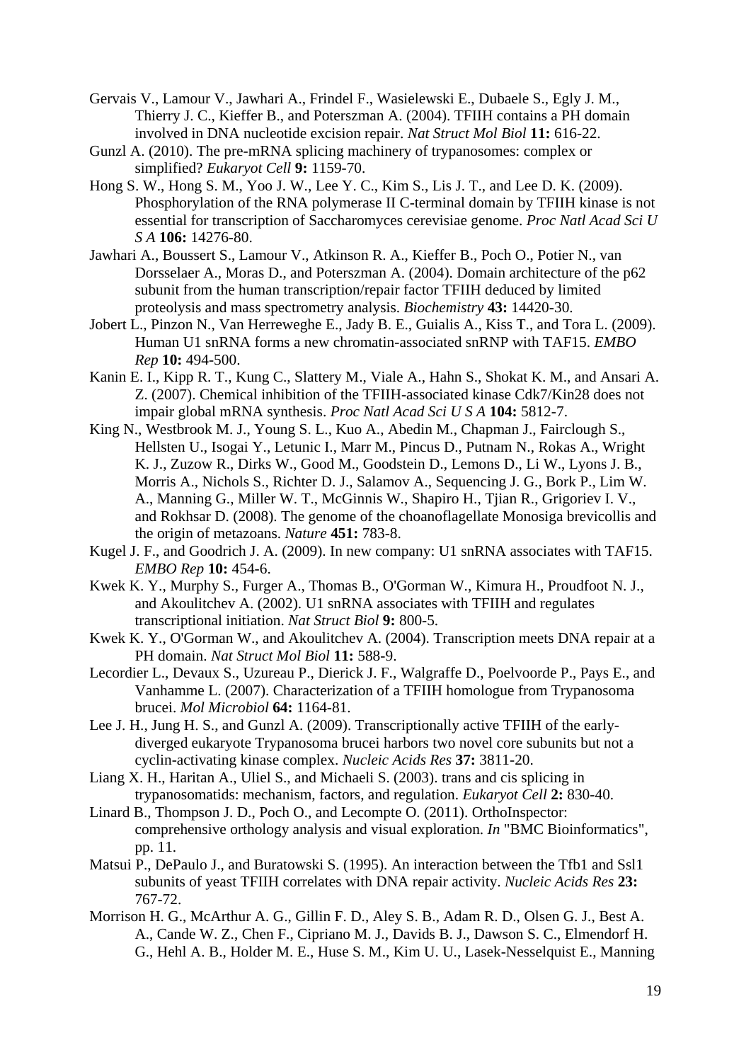Gervais V., Lamour V., Jawhari A., Frindel F., Wasielewski E., Dubaele S., Egly J. M., Thierry J. C., Kieffer B., and Poterszman A. (2004). TFIIH contains a PH domain involved in DNA nucleotide excision repair. *Nat Struct Mol Biol* **11:** 616-22.

Gunzl A. (2010). The pre-mRNA splicing machinery of trypanosomes: complex or simplified? *Eukaryot Cell* **9:** 1159-70.

Hong S. W., Hong S. M., Yoo J. W., Lee Y. C., Kim S., Lis J. T., and Lee D. K. (2009). Phosphorylation of the RNA polymerase II C-terminal domain by TFIIH kinase is not essential for transcription of Saccharomyces cerevisiae genome. *Proc Natl Acad Sci U S A* **106:** 14276-80.

Jawhari A., Boussert S., Lamour V., Atkinson R. A., Kieffer B., Poch O., Potier N., van Dorsselaer A., Moras D., and Poterszman A. (2004). Domain architecture of the p62 subunit from the human transcription/repair factor TFIIH deduced by limited proteolysis and mass spectrometry analysis. *Biochemistry* **43:** 14420-30.

Jobert L., Pinzon N., Van Herreweghe E., Jady B. E., Guialis A., Kiss T., and Tora L. (2009). Human U1 snRNA forms a new chromatin-associated snRNP with TAF15. *EMBO Rep* **10:** 494-500.

Kanin E. I., Kipp R. T., Kung C., Slattery M., Viale A., Hahn S., Shokat K. M., and Ansari A. Z. (2007). Chemical inhibition of the TFIIH-associated kinase Cdk7/Kin28 does not impair global mRNA synthesis. *Proc Natl Acad Sci U S A* **104:** 5812-7.

King N., Westbrook M. J., Young S. L., Kuo A., Abedin M., Chapman J., Fairclough S., Hellsten U., Isogai Y., Letunic I., Marr M., Pincus D., Putnam N., Rokas A., Wright K. J., Zuzow R., Dirks W., Good M., Goodstein D., Lemons D., Li W., Lyons J. B., Morris A., Nichols S., Richter D. J., Salamov A., Sequencing J. G., Bork P., Lim W. A., Manning G., Miller W. T., McGinnis W., Shapiro H., Tjian R., Grigoriev I. V., and Rokhsar D. (2008). The genome of the choanoflagellate Monosiga brevicollis and the origin of metazoans. *Nature* **451:** 783-8.

Kugel J. F., and Goodrich J. A. (2009). In new company: U1 snRNA associates with TAF15. *EMBO Rep* **10:** 454-6.

Kwek K. Y., Murphy S., Furger A., Thomas B., O'Gorman W., Kimura H., Proudfoot N. J., and Akoulitchev A. (2002). U1 snRNA associates with TFIIH and regulates transcriptional initiation. *Nat Struct Biol* **9:** 800-5.

Kwek K. Y., O'Gorman W., and Akoulitchev A. (2004). Transcription meets DNA repair at a PH domain. *Nat Struct Mol Biol* **11:** 588-9.

Lecordier L., Devaux S., Uzureau P., Dierick J. F., Walgraffe D., Poelvoorde P., Pays E., and Vanhamme L. (2007). Characterization of a TFIIH homologue from Trypanosoma brucei. *Mol Microbiol* **64:** 1164-81.

Lee J. H., Jung H. S., and Gunzl A. (2009). Transcriptionally active TFIIH of the early-diverged eukaryote Trypanosoma brucei harbors two novel core subunits but not a cyclin-activating kinase complex. *Nucleic Acids Res* **37:** 3811-20.

Liang X. H., Haritan A., Uliel S., and Michaeli S. (2003). trans and cis splicing in trypanosomatids: mechanism, factors, and regulation. *Eukaryot Cell* **2:** 830-40.

Linard B., Thompson J. D., Poch O., and Lecompte O. (2011). OrthoInspector: comprehensive orthology analysis and visual exploration. *In* "BMC Bioinformatics", pp. 11.

Matsui P., DePaulo J., and Buratowski S. (1995). An interaction between the Tfb1 and Ssl1 subunits of yeast TFIIH correlates with DNA repair activity. *Nucleic Acids Res* **23:** 767-72.

Morrison H. G., McArthur A. G., Gillin F. D., Aley S. B., Adam R. D., Olsen G. J., Best A. A., Cande W. Z., Chen F., Cipriano M. J., Davids B. J., Dawson S. C., Elmendorf H. G., Hehl A. B., Holder M. E., Huse S. M., Kim U. U., Lasek-Nesselquist E., Manning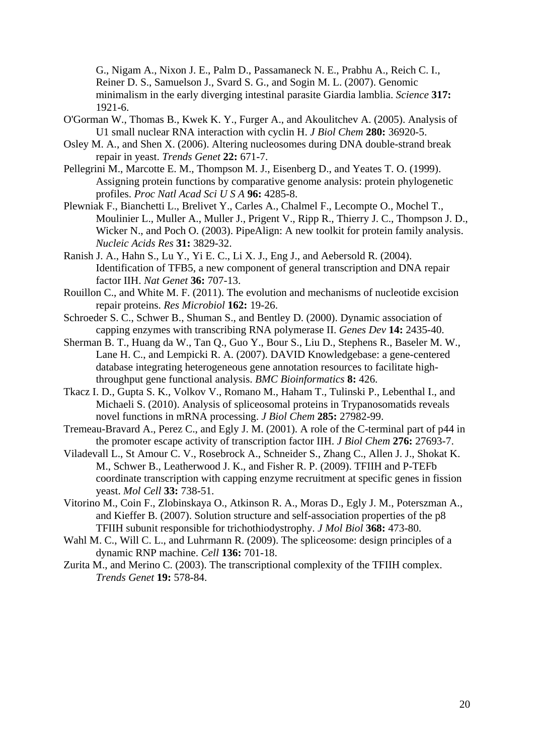G., Nigam A., Nixon J. E., Palm D., Passamaneck N. E., Prabhu A., Reich C. I., Reiner D. S., Samuelson J., Svard S. G., and Sogin M. L. (2007). Genomic minimalism in the early diverging intestinal parasite Giardia lamblia. *Science* **317:** 1921-6.

O'Gorman W., Thomas B., Kwek K. Y., Furger A., and Akoulitchev A. (2005). Analysis of U1 small nuclear RNA interaction with cyclin H. *J Biol Chem* **280:** 36920-5.

Osley M. A., and Shen X. (2006). Altering nucleosomes during DNA double-strand break repair in yeast. *Trends Genet* **22:** 671-7.

Pellegrini M., Marcotte E. M., Thompson M. J., Eisenberg D., and Yeates T. O. (1999). Assigning protein functions by comparative genome analysis: protein phylogenetic profiles. *Proc Natl Acad Sci U S A* **96:** 4285-8.

Plewniak F., Bianchetti L., Brelivet Y., Carles A., Chalmel F., Lecompte O., Mochel T., Moulinier L., Muller A., Muller J., Prigent V., Ripp R., Thierry J. C., Thompson J. D., Wicker N., and Poch O. (2003). PipeAlign: A new toolkit for protein family analysis. *Nucleic Acids Res* **31:** 3829-32.

Ranish J. A., Hahn S., Lu Y., Yi E. C., Li X. J., Eng J., and Aebersold R. (2004). Identification of TFB5, a new component of general transcription and DNA repair factor IIH. *Nat Genet* **36:** 707-13.

Rouillon C., and White M. F. (2011). The evolution and mechanisms of nucleotide excision repair proteins. *Res Microbiol* **162:** 19-26.

Schroeder S. C., Schwer B., Shuman S., and Bentley D. (2000). Dynamic association of capping enzymes with transcribing RNA polymerase II. *Genes Dev* **14:** 2435-40.

Sherman B. T., Huang da W., Tan Q., Guo Y., Bour S., Liu D., Stephens R., Baseler M. W., Lane H. C., and Lempicki R. A. (2007). DAVID Knowledgebase: a gene-centered database integrating heterogeneous gene annotation resources to facilitate high-throughput gene functional analysis. *BMC Bioinformatics* **8:** 426.

Tkacz I. D., Gupta S. K., Volkov V., Romano M., Haham T., Tulinski P., Lebenthal I., and Michaeli S. (2010). Analysis of spliceosomal proteins in Trypanosomatids reveals novel functions in mRNA processing. *J Biol Chem* **285:** 27982-99.

Tremeau-Bravard A., Perez C., and Egly J. M. (2001). A role of the C-terminal part of p44 in the promoter escape activity of transcription factor IIH. *J Biol Chem* **276:** 27693-7.

Viladevall L., St Amour C. V., Rosebrock A., Schneider S., Zhang C., Allen J. J., Shokat K. M., Schwer B., Leatherwood J. K., and Fisher R. P. (2009). TFIIH and P-TEFb coordinate transcription with capping enzyme recruitment at specific genes in fission yeast. *Mol Cell* **33:** 738-51.

Vitorino M., Coin F., Zlobinskaya O., Atkinson R. A., Moras D., Egly J. M., Poterszman A., and Kieffer B. (2007). Solution structure and self-association properties of the p8 TFIIH subunit responsible for trichothiodystrophy. *J Mol Biol* **368:** 473-80.

Wahl M. C., Will C. L., and Luhrmann R. (2009). The spliceosome: design principles of a dynamic RNP machine. *Cell* **136:** 701-18.

Zurita M., and Merino C. (2003). The transcriptional complexity of the TFIIH complex. *Trends Genet* **19:** 578-84.